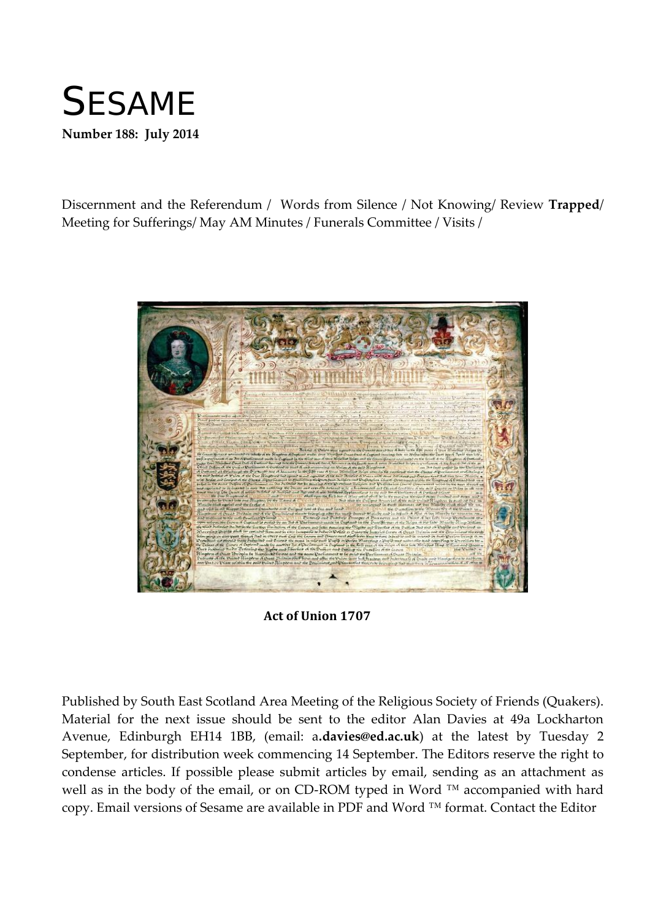# SESAME

**Number 188: July 2014**

Discernment and the Referendum / Words from Silence / Not Knowing/ Review **Trapped**/ Meeting for Sufferings/ May AM Minutes / Funerals Committee / Visits /

**Act of Union 1707**

Published by South East Scotland Area Meeting of the Religious Society of Friends (Quakers). Material for the next issue should be sent to the editor Alan Davies at 49a Lockharton Avenue, Edinburgh EH14 1BB, (email: a**.davies@ed.ac.uk**) at the latest by Tuesday 2 September, for distribution week commencing 14 September. The Editors reserve the right to condense articles. If possible please submit articles by email, sending as an attachment as well as in the body of the email, or on CD-ROM typed in Word ™ accompanied with hard copy. Email versions of Sesame are available in PDF and Word ™ format. Contact the Editor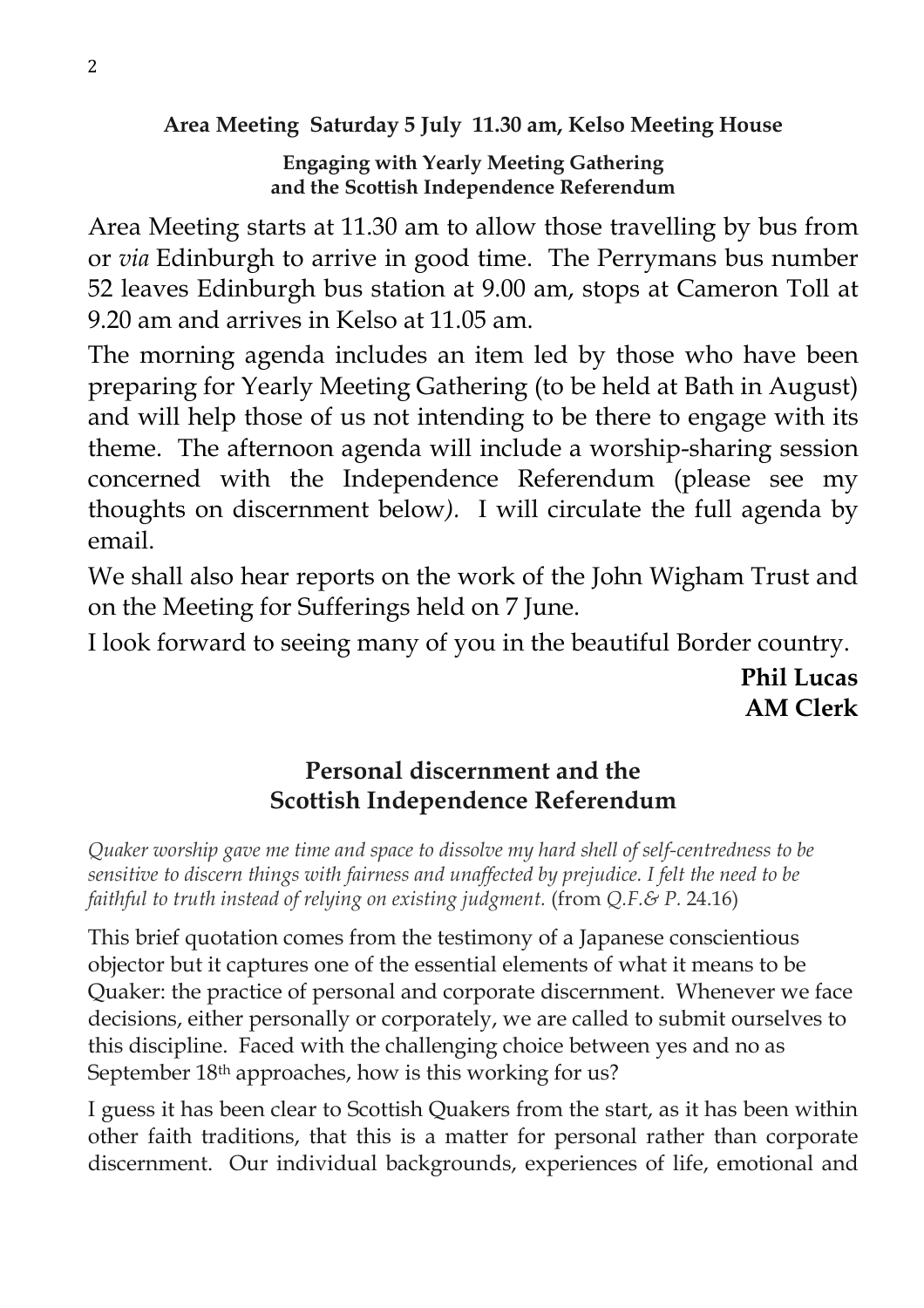## Area Meeting Saturday 5 July 11.30 am, Kelso Meeting House

**Engaging with Yearly Meeting Gathering and the Scottish Independence Referendum**

Area Meeting starts at 11.30 am to allow those travelling by bus from or *via* Edinburgh to arrive in good time. The Perrymans bus number 52 leaves Edinburgh bus station at 9.00 am, stops at Cameron Toll at 9.20 am and arrives in Kelso at 11.05 am.

The morning agenda includes an item led by those who have been preparing for Yearly Meeting Gathering (to be held at Bath in August) and will help those of us not intending to be there to engage with its theme. The afternoon agenda will include a worship-sharing session concerned with the Independence Referendum (please see my thoughts on discernment below). I will circulate the full agenda by email.

We shall also hear reports on the work of the John Wigham Trust and on the Meeting for Sufferings held on 7 June.

I look forward to seeing many of you in the beautiful Border country.

**Phil Lucas**
**AM Clerk**

## Personal discernment and the Scottish Independence Referendum

*Quaker worship gave me time and space to dissolve my hard shell of self-centredness to be sensitive to discern things with fairness and unaffected by prejudice. I felt the need to be faithful to truth instead of relying on existing judgment.* (from *Q.F.& P.* 24.16)

This brief quotation comes from the testimony of a Japanese conscientious objector but it captures one of the essential elements of what it means to be Quaker: the practice of personal and corporate discernment. Whenever we face decisions, either personally or corporately, we are called to submit ourselves to this discipline. Faced with the challenging choice between yes and no as September 18th approaches, how is this working for us?

I guess it has been clear to Scottish Quakers from the start, as it has been within other faith traditions, that this is a matter for personal rather than corporate discernment. Our individual backgrounds, experiences of life, emotional and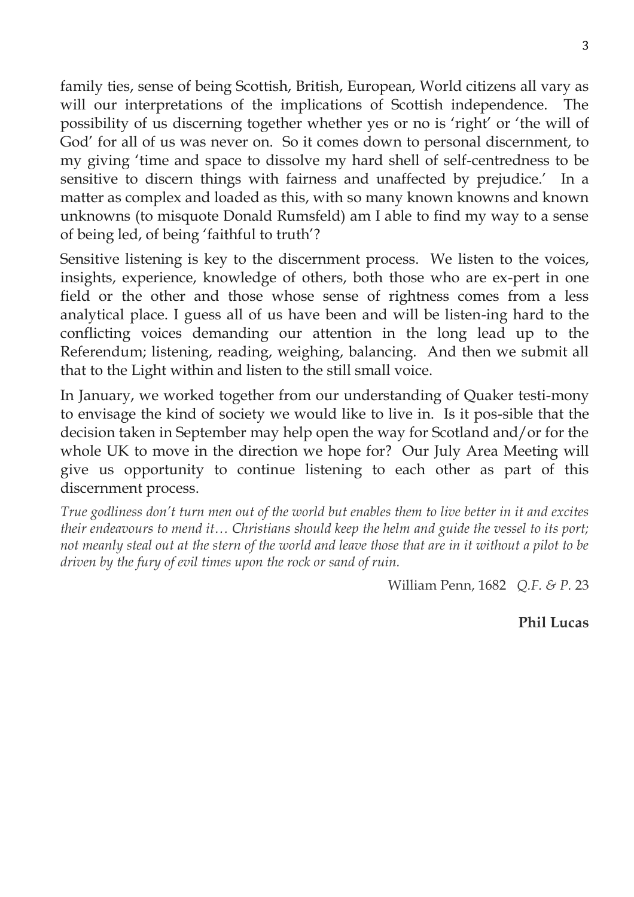family ties, sense of being Scottish, British, European, World citizens all vary as will our interpretations of the implications of Scottish independence. The possibility of us discerning together whether yes or no is 'right' or 'the will of God' for all of us was never on. So it comes down to personal discernment, to my giving 'time and space to dissolve my hard shell of self-centredness to be sensitive to discern things with fairness and unaffected by prejudice.' In a matter as complex and loaded as this, with so many known knowns and known unknowns (to misquote Donald Rumsfeld) am I able to find my way to a sense of being led, of being 'faithful to truth'?

Sensitive listening is key to the discernment process. We listen to the voices, insights, experience, knowledge of others, both those who are ex-pert in one field or the other and those whose sense of rightness comes from a less analytical place. I guess all of us have been and will be listen-ing hard to the conflicting voices demanding our attention in the long lead up to the Referendum; listening, reading, weighing, balancing. And then we submit all that to the Light within and listen to the still small voice.

In January, we worked together from our understanding of Quaker testi-mony to envisage the kind of society we would like to live in. Is it pos-sible that the decision taken in September may help open the way for Scotland and/or for the whole UK to move in the direction we hope for? Our July Area Meeting will give us opportunity to continue listening to each other as part of this discernment process.

*True godliness don't turn men out of the world but enables them to live better in it and excites their endeavours to mend it… Christians should keep the helm and guide the vessel to its port; not meanly steal out at the stern of the world and leave those that are in it without a pilot to be driven by the fury of evil times upon the rock or sand of ruin.*

William Penn, 1682 *Q.F. & P.* 23

**Phil Lucas**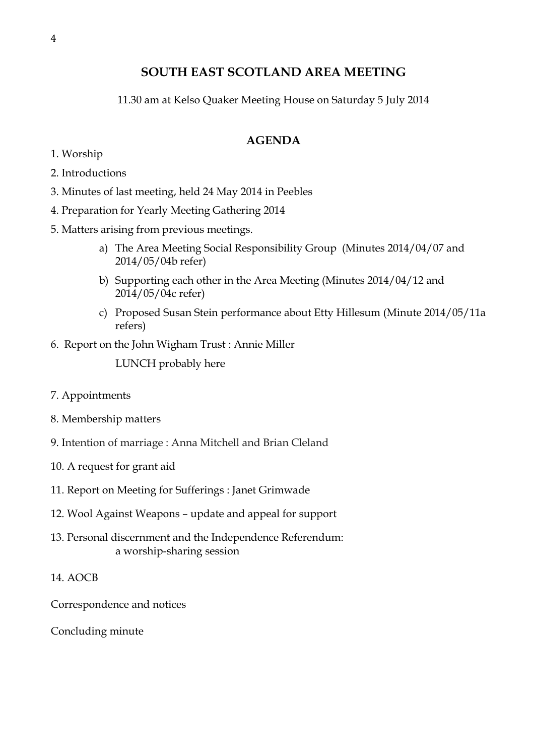# SOUTH EAST SCOTLAND AREA MEETING

11.30 am at Kelso Quaker Meeting House on Saturday 5 July 2014

## AGENDA

1. Worship
2. Introductions
3. Minutes of last meeting, held 24 May 2014 in Peebles
4. Preparation for Yearly Meeting Gathering 2014
5. Matters arising from previous meetings.
   a) The Area Meeting Social Responsibility Group (Minutes 2014/04/07 and 2014/05/04b refer)
   b) Supporting each other in the Area Meeting (Minutes 2014/04/12 and 2014/05/04c refer)
   c) Proposed Susan Stein performance about Etty Hillesum (Minute 2014/05/11a refers)
6. Report on the John Wigham Trust : Annie Miller

   LUNCH probably here

7. Appointments
8. Membership matters
9. Intention of marriage : Anna Mitchell and Brian Cleland
10. A request for grant aid
11. Report on Meeting for Sufferings : Janet Grimwade
12. Wool Against Weapons – update and appeal for support
13. Personal discernment and the Independence Referendum:
    a worship-sharing session
14. AOCB

Correspondence and notices

Concluding minute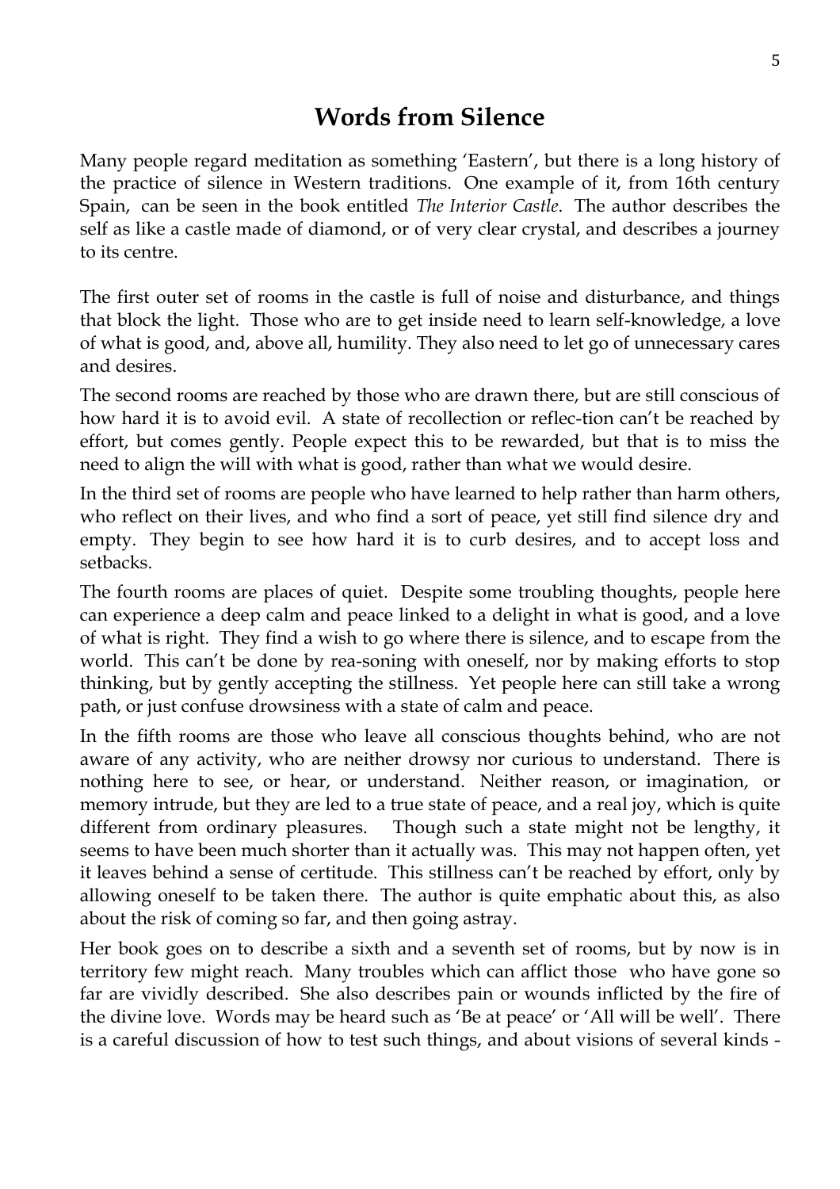# Words from Silence

Many people regard meditation as something 'Eastern', but there is a long history of the practice of silence in Western traditions. One example of it, from 16th century Spain, can be seen in the book entitled *The Interior Castle*. The author describes the self as like a castle made of diamond, or of very clear crystal, and describes a journey to its centre.

The first outer set of rooms in the castle is full of noise and disturbance, and things that block the light. Those who are to get inside need to learn self-knowledge, a love of what is good, and, above all, humility. They also need to let go of unnecessary cares and desires.

The second rooms are reached by those who are drawn there, but are still conscious of how hard it is to avoid evil. A state of recollection or reflec-tion can't be reached by effort, but comes gently. People expect this to be rewarded, but that is to miss the need to align the will with what is good, rather than what we would desire.

In the third set of rooms are people who have learned to help rather than harm others, who reflect on their lives, and who find a sort of peace, yet still find silence dry and empty. They begin to see how hard it is to curb desires, and to accept loss and setbacks.

The fourth rooms are places of quiet. Despite some troubling thoughts, people here can experience a deep calm and peace linked to a delight in what is good, and a love of what is right. They find a wish to go where there is silence, and to escape from the world. This can't be done by rea-soning with oneself, nor by making efforts to stop thinking, but by gently accepting the stillness. Yet people here can still take a wrong path, or just confuse drowsiness with a state of calm and peace.

In the fifth rooms are those who leave all conscious thoughts behind, who are not aware of any activity, who are neither drowsy nor curious to understand. There is nothing here to see, or hear, or understand. Neither reason, or imagination, or memory intrude, but they are led to a true state of peace, and a real joy, which is quite different from ordinary pleasures. Though such a state might not be lengthy, it seems to have been much shorter than it actually was. This may not happen often, yet it leaves behind a sense of certitude. This stillness can't be reached by effort, only by allowing oneself to be taken there. The author is quite emphatic about this, as also about the risk of coming so far, and then going astray.

Her book goes on to describe a sixth and a seventh set of rooms, but by now is in territory few might reach. Many troubles which can afflict those who have gone so far are vividly described. She also describes pain or wounds inflicted by the fire of the divine love. Words may be heard such as 'Be at peace' or 'All will be well'. There is a careful discussion of how to test such things, and about visions of several kinds -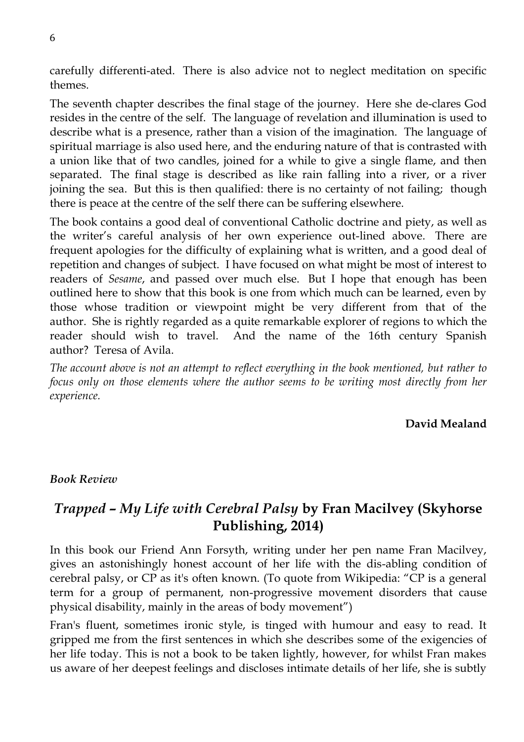carefully differenti-ated. There is also advice not to neglect meditation on specific themes.

The seventh chapter describes the final stage of the journey. Here she de-clares God resides in the centre of the self. The language of revelation and illumination is used to describe what is a presence, rather than a vision of the imagination. The language of spiritual marriage is also used here, and the enduring nature of that is contrasted with a union like that of two candles, joined for a while to give a single flame, and then separated. The final stage is described as like rain falling into a river, or a river joining the sea. But this is then qualified: there is no certainty of not failing; though there is peace at the centre of the self there can be suffering elsewhere.

The book contains a good deal of conventional Catholic doctrine and piety, as well as the writer's careful analysis of her own experience out-lined above. There are frequent apologies for the difficulty of explaining what is written, and a good deal of repetition and changes of subject. I have focused on what might be most of interest to readers of *Sesame*, and passed over much else. But I hope that enough has been outlined here to show that this book is one from which much can be learned, even by those whose tradition or viewpoint might be very different from that of the author. She is rightly regarded as a quite remarkable explorer of regions to which the reader should wish to travel. And the name of the 16th century Spanish author? Teresa of Avila.

*The account above is not an attempt to reflect everything in the book mentioned, but rather to focus only on those elements where the author seems to be writing most directly from her experience.*

**David Mealand**

***Book Review***

## *Trapped – My Life with Cerebral Palsy* by Fran Macilvey (Skyhorse Publishing, 2014)

In this book our Friend Ann Forsyth, writing under her pen name Fran Macilvey, gives an astonishingly honest account of her life with the dis-abling condition of cerebral palsy, or CP as it's often known. (To quote from Wikipedia: "CP is a general term for a group of permanent, non-progressive movement disorders that cause physical disability, mainly in the areas of body movement")

Fran's fluent, sometimes ironic style, is tinged with humour and easy to read. It gripped me from the first sentences in which she describes some of the exigencies of her life today. This is not a book to be taken lightly, however, for whilst Fran makes us aware of her deepest feelings and discloses intimate details of her life, she is subtly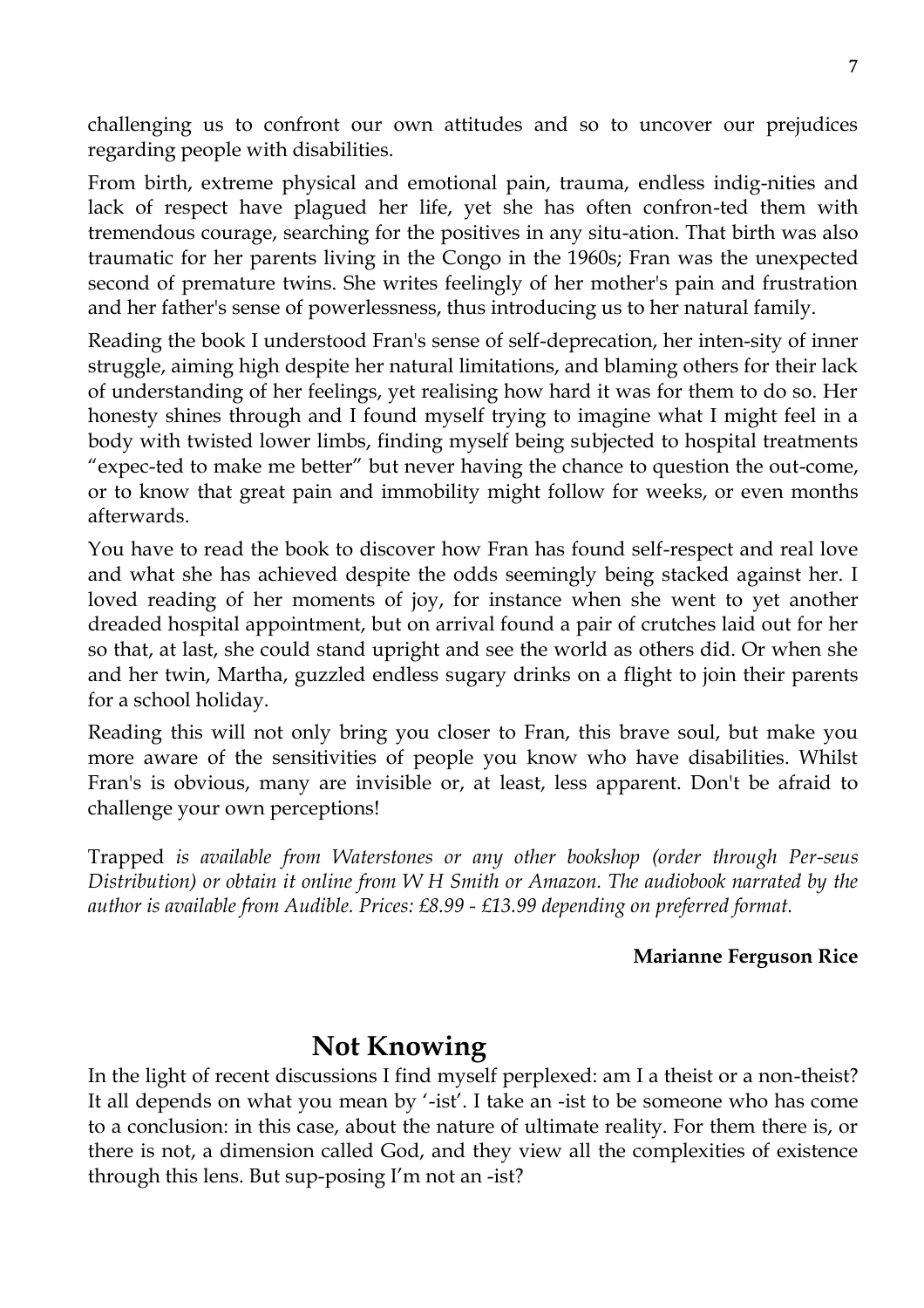challenging us to confront our own attitudes and so to uncover our prejudices regarding people with disabilities.

From birth, extreme physical and emotional pain, trauma, endless indig-nities and lack of respect have plagued her life, yet she has often confron-ted them with tremendous courage, searching for the positives in any situ-ation. That birth was also traumatic for her parents living in the Congo in the 1960s; Fran was the unexpected second of premature twins. She writes feelingly of her mother's pain and frustration and her father's sense of powerlessness, thus introducing us to her natural family.

Reading the book I understood Fran's sense of self-deprecation, her inten-sity of inner struggle, aiming high despite her natural limitations, and blaming others for their lack of understanding of her feelings, yet realising how hard it was for them to do so. Her honesty shines through and I found myself trying to imagine what I might feel in a body with twisted lower limbs, finding myself being subjected to hospital treatments "expec-ted to make me better" but never having the chance to question the out-come, or to know that great pain and immobility might follow for weeks, or even months afterwards.

You have to read the book to discover how Fran has found self-respect and real love and what she has achieved despite the odds seemingly being stacked against her. I loved reading of her moments of joy, for instance when she went to yet another dreaded hospital appointment, but on arrival found a pair of crutches laid out for her so that, at last, she could stand upright and see the world as others did. Or when she and her twin, Martha, guzzled endless sugary drinks on a flight to join their parents for a school holiday.

Reading this will not only bring you closer to Fran, this brave soul, but make you more aware of the sensitivities of people you know who have disabilities. Whilst Fran's is obvious, many are invisible or, at least, less apparent. Don't be afraid to challenge your own perceptions!

Trapped *is available from Waterstones or any other bookshop (order through Per-seus Distribution) or obtain it online from W H Smith or Amazon. The audiobook narrated by the author is available from Audible. Prices: £8.99 - £13.99 depending on preferred format.*

**Marianne Ferguson Rice**

## Not Knowing

In the light of recent discussions I find myself perplexed: am I a theist or a non-theist? It all depends on what you mean by '-ist'. I take an -ist to be someone who has come to a conclusion: in this case, about the nature of ultimate reality. For them there is, or there is not, a dimension called God, and they view all the complexities of existence through this lens. But sup-posing I'm not an -ist?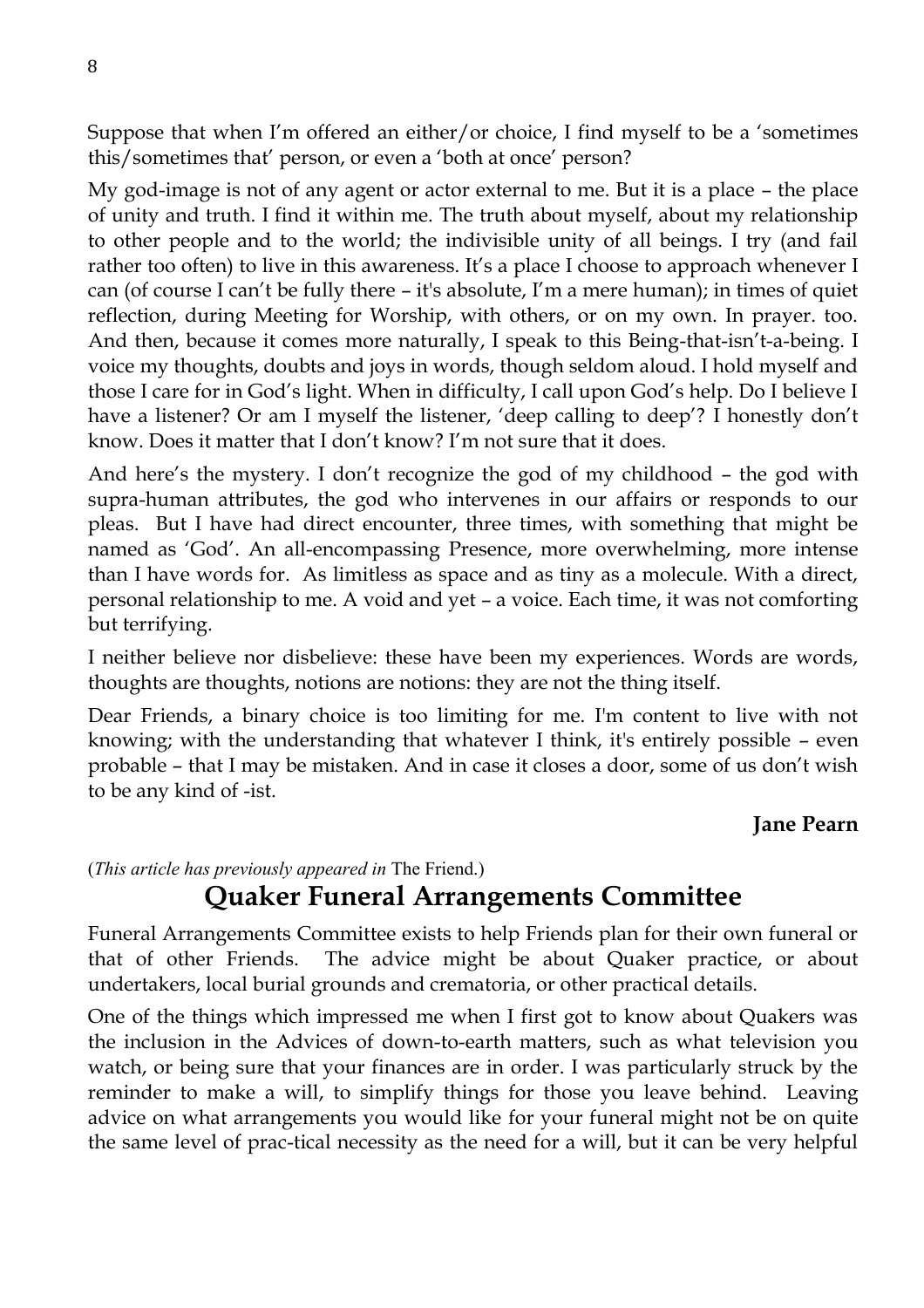Suppose that when I'm offered an either/or choice, I find myself to be a 'sometimes this/sometimes that' person, or even a 'both at once' person?

My god-image is not of any agent or actor external to me. But it is a place – the place of unity and truth. I find it within me. The truth about myself, about my relationship to other people and to the world; the indivisible unity of all beings. I try (and fail rather too often) to live in this awareness. It's a place I choose to approach whenever I can (of course I can't be fully there – it's absolute, I'm a mere human); in times of quiet reflection, during Meeting for Worship, with others, or on my own. In prayer. too. And then, because it comes more naturally, I speak to this Being-that-isn't-a-being. I voice my thoughts, doubts and joys in words, though seldom aloud. I hold myself and those I care for in God's light. When in difficulty, I call upon God's help. Do I believe I have a listener? Or am I myself the listener, 'deep calling to deep'? I honestly don't know. Does it matter that I don't know? I'm not sure that it does.

And here's the mystery. I don't recognize the god of my childhood – the god with supra-human attributes, the god who intervenes in our affairs or responds to our pleas. But I have had direct encounter, three times, with something that might be named as 'God'. An all-encompassing Presence, more overwhelming, more intense than I have words for. As limitless as space and as tiny as a molecule. With a direct, personal relationship to me. A void and yet – a voice. Each time, it was not comforting but terrifying.

I neither believe nor disbelieve: these have been my experiences. Words are words, thoughts are thoughts, notions are notions: they are not the thing itself.

Dear Friends, a binary choice is too limiting for me. I'm content to live with not knowing; with the understanding that whatever I think, it's entirely possible – even probable – that I may be mistaken. And in case it closes a door, some of us don't wish to be any kind of -ist.

**Jane Pearn**

(*This article has previously appeared in* The Friend.)

## Quaker Funeral Arrangements Committee

Funeral Arrangements Committee exists to help Friends plan for their own funeral or that of other Friends. The advice might be about Quaker practice, or about undertakers, local burial grounds and crematoria, or other practical details.

One of the things which impressed me when I first got to know about Quakers was the inclusion in the Advices of down-to-earth matters, such as what television you watch, or being sure that your finances are in order. I was particularly struck by the reminder to make a will, to simplify things for those you leave behind. Leaving advice on what arrangements you would like for your funeral might not be on quite the same level of prac-tical necessity as the need for a will, but it can be very helpful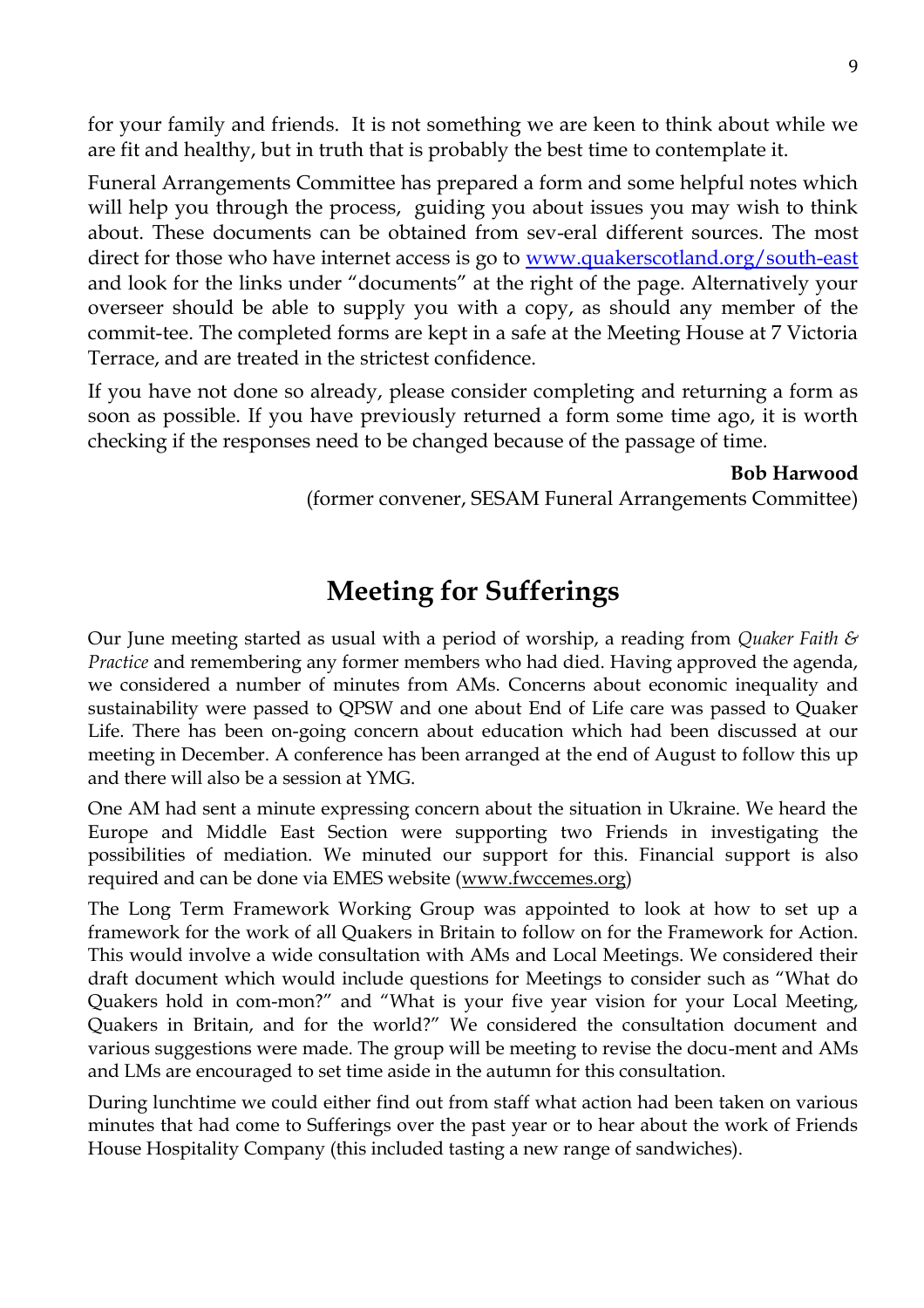for your family and friends. It is not something we are keen to think about while we are fit and healthy, but in truth that is probably the best time to contemplate it.

Funeral Arrangements Committee has prepared a form and some helpful notes which will help you through the process, guiding you about issues you may wish to think about. These documents can be obtained from sev-eral different sources. The most direct for those who have internet access is go to [www.quakerscotland.org/south-east](http://www.quakerscotland.org/south-east) and look for the links under "documents" at the right of the page. Alternatively your overseer should be able to supply you with a copy, as should any member of the commit-tee. The completed forms are kept in a safe at the Meeting House at 7 Victoria Terrace, and are treated in the strictest confidence.

If you have not done so already, please consider completing and returning a form as soon as possible. If you have previously returned a form some time ago, it is worth checking if the responses need to be changed because of the passage of time.

**Bob Harwood**
(former convener, SESAM Funeral Arrangements Committee)

## Meeting for Sufferings

Our June meeting started as usual with a period of worship, a reading from *Quaker Faith & Practice* and remembering any former members who had died. Having approved the agenda, we considered a number of minutes from AMs. Concerns about economic inequality and sustainability were passed to QPSW and one about End of Life care was passed to Quaker Life. There has been on-going concern about education which had been discussed at our meeting in December. A conference has been arranged at the end of August to follow this up and there will also be a session at YMG.

One AM had sent a minute expressing concern about the situation in Ukraine. We heard the Europe and Middle East Section were supporting two Friends in investigating the possibilities of mediation. We minuted our support for this. Financial support is also required and can be done via EMES website ([www.fwccemes.org](http://www.fwccemes.org))

The Long Term Framework Working Group was appointed to look at how to set up a framework for the work of all Quakers in Britain to follow on for the Framework for Action. This would involve a wide consultation with AMs and Local Meetings. We considered their draft document which would include questions for Meetings to consider such as "What do Quakers hold in com-mon?" and "What is your five year vision for your Local Meeting, Quakers in Britain, and for the world?" We considered the consultation document and various suggestions were made. The group will be meeting to revise the docu-ment and AMs and LMs are encouraged to set time aside in the autumn for this consultation.

During lunchtime we could either find out from staff what action had been taken on various minutes that had come to Sufferings over the past year or to hear about the work of Friends House Hospitality Company (this included tasting a new range of sandwiches).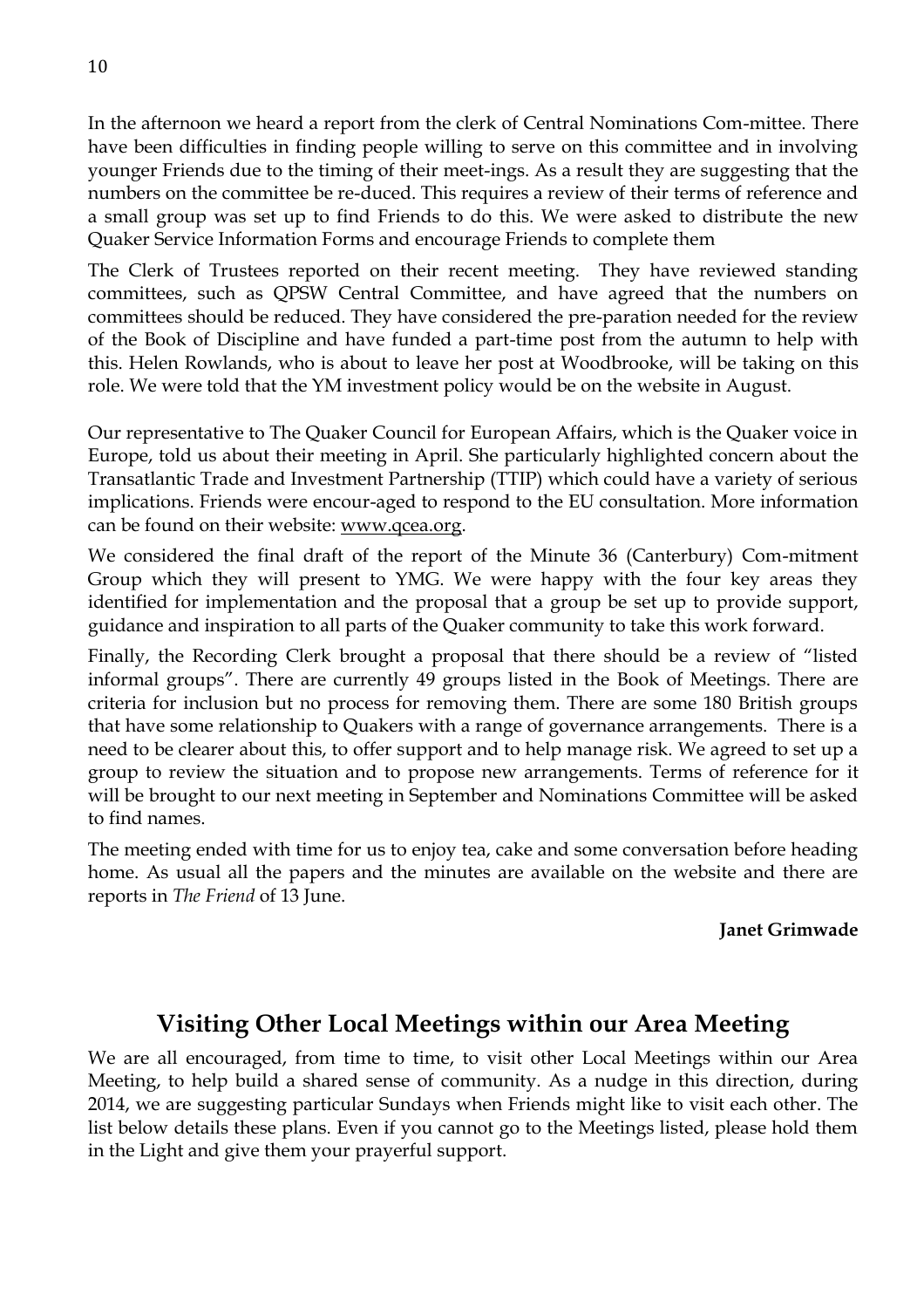In the afternoon we heard a report from the clerk of Central Nominations Com-mittee. There have been difficulties in finding people willing to serve on this committee and in involving younger Friends due to the timing of their meet-ings. As a result they are suggesting that the numbers on the committee be re-duced. This requires a review of their terms of reference and a small group was set up to find Friends to do this. We were asked to distribute the new Quaker Service Information Forms and encourage Friends to complete them

The Clerk of Trustees reported on their recent meeting. They have reviewed standing committees, such as QPSW Central Committee, and have agreed that the numbers on committees should be reduced. They have considered the pre-paration needed for the review of the Book of Discipline and have funded a part-time post from the autumn to help with this. Helen Rowlands, who is about to leave her post at Woodbrooke, will be taking on this role. We were told that the YM investment policy would be on the website in August.

Our representative to The Quaker Council for European Affairs, which is the Quaker voice in Europe, told us about their meeting in April. She particularly highlighted concern about the Transatlantic Trade and Investment Partnership (TTIP) which could have a variety of serious implications. Friends were encour-aged to respond to the EU consultation. More information can be found on their website: www.qcea.org.

We considered the final draft of the report of the Minute 36 (Canterbury) Com-mitment Group which they will present to YMG. We were happy with the four key areas they identified for implementation and the proposal that a group be set up to provide support, guidance and inspiration to all parts of the Quaker community to take this work forward.

Finally, the Recording Clerk brought a proposal that there should be a review of "listed informal groups". There are currently 49 groups listed in the Book of Meetings. There are criteria for inclusion but no process for removing them. There are some 180 British groups that have some relationship to Quakers with a range of governance arrangements. There is a need to be clearer about this, to offer support and to help manage risk. We agreed to set up a group to review the situation and to propose new arrangements. Terms of reference for it will be brought to our next meeting in September and Nominations Committee will be asked to find names.

The meeting ended with time for us to enjoy tea, cake and some conversation before heading home. As usual all the papers and the minutes are available on the website and there are reports in *The Friend* of 13 June.

**Janet Grimwade**

## Visiting Other Local Meetings within our Area Meeting

We are all encouraged, from time to time, to visit other Local Meetings within our Area Meeting, to help build a shared sense of community. As a nudge in this direction, during 2014, we are suggesting particular Sundays when Friends might like to visit each other. The list below details these plans. Even if you cannot go to the Meetings listed, please hold them in the Light and give them your prayerful support.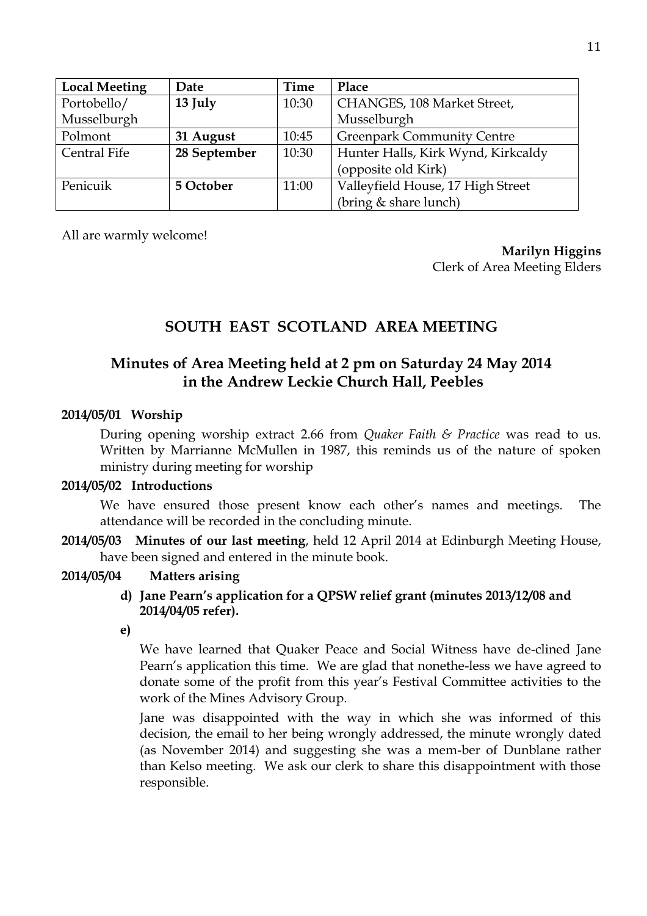| Local Meeting | Date | Time | Place |
|---|---|---|---|
| Portobello/ Musselburgh | **13 July** | 10:30 | CHANGES, 108 Market Street, Musselburgh |
| Polmont | **31 August** | 10:45 | Greenpark Community Centre |
| Central Fife | **28 September** | 10:30 | Hunter Halls, Kirk Wynd, Kirkcaldy (opposite old Kirk) |
| Penicuik | **5 October** | 11:00 | Valleyfield House, 17 High Street (bring & share lunch) |

All are warmly welcome!

**Marilyn Higgins**
Clerk of Area Meeting Elders

## SOUTH EAST SCOTLAND AREA MEETING

## Minutes of Area Meeting held at 2 pm on Saturday 24 May 2014 in the Andrew Leckie Church Hall, Peebles

**2014/05/01 Worship**

During opening worship extract 2.66 from *Quaker Faith & Practice* was read to us. Written by Marrianne McMullen in 1987, this reminds us of the nature of spoken ministry during meeting for worship

**2014/05/02 Introductions**

We have ensured those present know each other's names and meetings. The attendance will be recorded in the concluding minute.

**2014/05/03 Minutes of our last meeting**, held 12 April 2014 at Edinburgh Meeting House, have been signed and entered in the minute book.

**2014/05/04 Matters arising**

**d) Jane Pearn's application for a QPSW relief grant (minutes 2013/12/08 and 2014/04/05 refer).**

**e)**

We have learned that Quaker Peace and Social Witness have de-clined Jane Pearn's application this time. We are glad that nonethe-less we have agreed to donate some of the profit from this year's Festival Committee activities to the work of the Mines Advisory Group.

Jane was disappointed with the way in which she was informed of this decision, the email to her being wrongly addressed, the minute wrongly dated (as November 2014) and suggesting she was a mem-ber of Dunblane rather than Kelso meeting. We ask our clerk to share this disappointment with those responsible.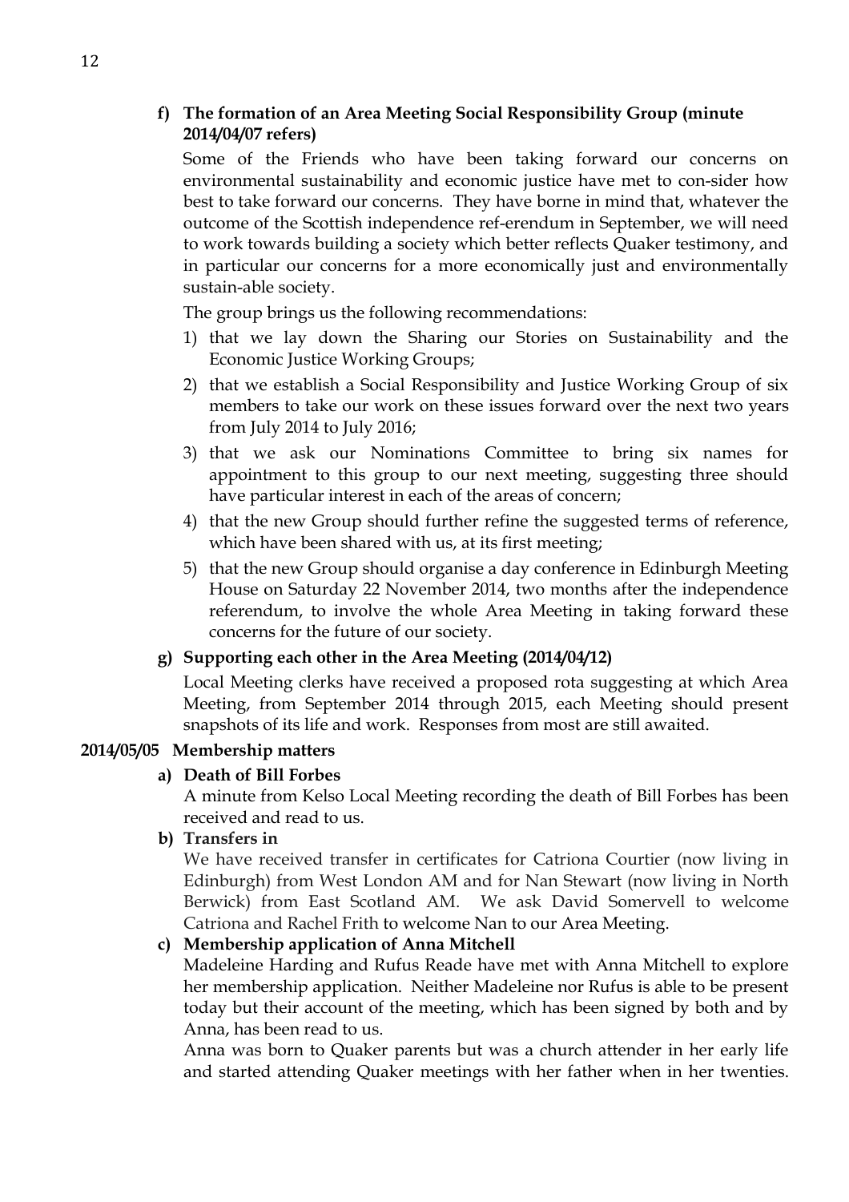**f) The formation of an Area Meeting Social Responsibility Group (minute 2014/04/07 refers)**

Some of the Friends who have been taking forward our concerns on environmental sustainability and economic justice have met to con-sider how best to take forward our concerns. They have borne in mind that, whatever the outcome of the Scottish independence ref-erendum in September, we will need to work towards building a society which better reflects Quaker testimony, and in particular our concerns for a more economically just and environmentally sustain-able society.

The group brings us the following recommendations:

1) that we lay down the Sharing our Stories on Sustainability and the Economic Justice Working Groups;
2) that we establish a Social Responsibility and Justice Working Group of six members to take our work on these issues forward over the next two years from July 2014 to July 2016;
3) that we ask our Nominations Committee to bring six names for appointment to this group to our next meeting, suggesting three should have particular interest in each of the areas of concern;
4) that the new Group should further refine the suggested terms of reference, which have been shared with us, at its first meeting;
5) that the new Group should organise a day conference in Edinburgh Meeting House on Saturday 22 November 2014, two months after the independence referendum, to involve the whole Area Meeting in taking forward these concerns for the future of our society.

**g) Supporting each other in the Area Meeting (2014/04/12)**

Local Meeting clerks have received a proposed rota suggesting at which Area Meeting, from September 2014 through 2015, each Meeting should present snapshots of its life and work. Responses from most are still awaited.

**2014/05/05 Membership matters**

**a) Death of Bill Forbes**

A minute from Kelso Local Meeting recording the death of Bill Forbes has been received and read to us.

**b) Transfers in**

We have received transfer in certificates for Catriona Courtier (now living in Edinburgh) from West London AM and for Nan Stewart (now living in North Berwick) from East Scotland AM. We ask David Somervell to welcome Catriona and Rachel Frith to welcome Nan to our Area Meeting.

**c) Membership application of Anna Mitchell**

Madeleine Harding and Rufus Reade have met with Anna Mitchell to explore her membership application. Neither Madeleine nor Rufus is able to be present today but their account of the meeting, which has been signed by both and by Anna, has been read to us.

Anna was born to Quaker parents but was a church attender in her early life and started attending Quaker meetings with her father when in her twenties.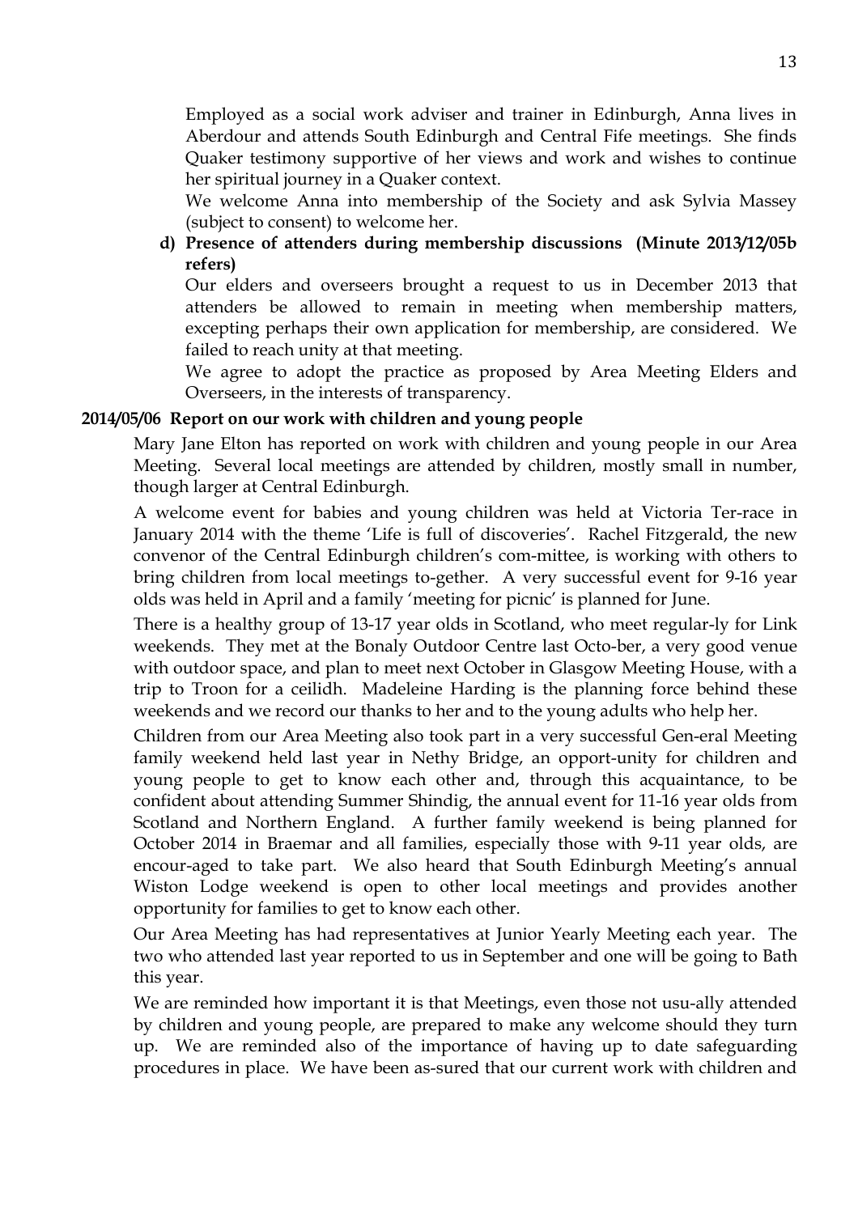Employed as a social work adviser and trainer in Edinburgh, Anna lives in Aberdour and attends South Edinburgh and Central Fife meetings. She finds Quaker testimony supportive of her views and work and wishes to continue her spiritual journey in a Quaker context.

We welcome Anna into membership of the Society and ask Sylvia Massey (subject to consent) to welcome her.

**d) Presence of attenders during membership discussions (Minute 2013/12/05b refers)**

Our elders and overseers brought a request to us in December 2013 that attenders be allowed to remain in meeting when membership matters, excepting perhaps their own application for membership, are considered. We failed to reach unity at that meeting.

We agree to adopt the practice as proposed by Area Meeting Elders and Overseers, in the interests of transparency.

**2014/05/06 Report on our work with children and young people**

Mary Jane Elton has reported on work with children and young people in our Area Meeting. Several local meetings are attended by children, mostly small in number, though larger at Central Edinburgh.

A welcome event for babies and young children was held at Victoria Ter-race in January 2014 with the theme 'Life is full of discoveries'. Rachel Fitzgerald, the new convenor of the Central Edinburgh children's com-mittee, is working with others to bring children from local meetings to-gether. A very successful event for 9-16 year olds was held in April and a family 'meeting for picnic' is planned for June.

There is a healthy group of 13-17 year olds in Scotland, who meet regular-ly for Link weekends. They met at the Bonaly Outdoor Centre last Octo-ber, a very good venue with outdoor space, and plan to meet next October in Glasgow Meeting House, with a trip to Troon for a ceilidh. Madeleine Harding is the planning force behind these weekends and we record our thanks to her and to the young adults who help her.

Children from our Area Meeting also took part in a very successful Gen-eral Meeting family weekend held last year in Nethy Bridge, an opport-unity for children and young people to get to know each other and, through this acquaintance, to be confident about attending Summer Shindig, the annual event for 11-16 year olds from Scotland and Northern England. A further family weekend is being planned for October 2014 in Braemar and all families, especially those with 9-11 year olds, are encour-aged to take part. We also heard that South Edinburgh Meeting's annual Wiston Lodge weekend is open to other local meetings and provides another opportunity for families to get to know each other.

Our Area Meeting has had representatives at Junior Yearly Meeting each year. The two who attended last year reported to us in September and one will be going to Bath this year.

We are reminded how important it is that Meetings, even those not usu-ally attended by children and young people, are prepared to make any welcome should they turn up. We are reminded also of the importance of having up to date safeguarding procedures in place. We have been as-sured that our current work with children and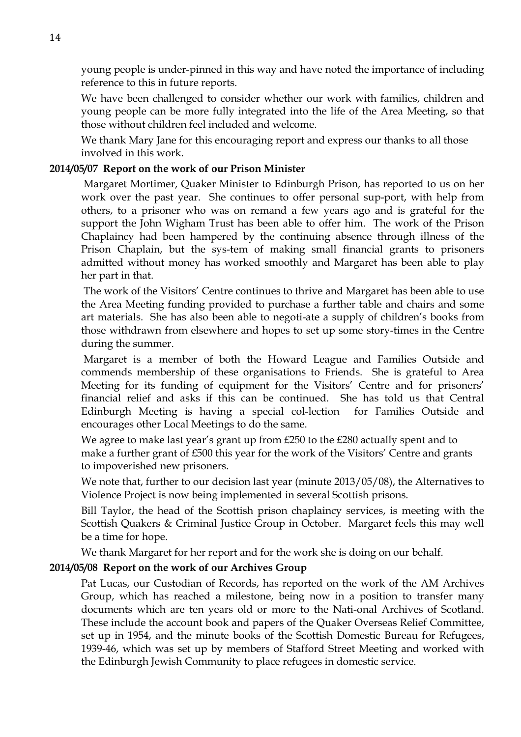young people is under-pinned in this way and have noted the importance of including reference to this in future reports.

We have been challenged to consider whether our work with families, children and young people can be more fully integrated into the life of the Area Meeting, so that those without children feel included and welcome.

We thank Mary Jane for this encouraging report and express our thanks to all those involved in this work.

**2014/05/07 Report on the work of our Prison Minister**

Margaret Mortimer, Quaker Minister to Edinburgh Prison, has reported to us on her work over the past year. She continues to offer personal sup-port, with help from others, to a prisoner who was on remand a few years ago and is grateful for the support the John Wigham Trust has been able to offer him. The work of the Prison Chaplaincy had been hampered by the continuing absence through illness of the Prison Chaplain, but the sys-tem of making small financial grants to prisoners admitted without money has worked smoothly and Margaret has been able to play her part in that.

The work of the Visitors' Centre continues to thrive and Margaret has been able to use the Area Meeting funding provided to purchase a further table and chairs and some art materials. She has also been able to negoti-ate a supply of children's books from those withdrawn from elsewhere and hopes to set up some story-times in the Centre during the summer.

Margaret is a member of both the Howard League and Families Outside and commends membership of these organisations to Friends. She is grateful to Area Meeting for its funding of equipment for the Visitors' Centre and for prisoners' financial relief and asks if this can be continued. She has told us that Central Edinburgh Meeting is having a special col-lection for Families Outside and encourages other Local Meetings to do the same.

We agree to make last year's grant up from £250 to the £280 actually spent and to make a further grant of £500 this year for the work of the Visitors' Centre and grants to impoverished new prisoners.

We note that, further to our decision last year (minute 2013/05/08), the Alternatives to Violence Project is now being implemented in several Scottish prisons.

Bill Taylor, the head of the Scottish prison chaplaincy services, is meeting with the Scottish Quakers & Criminal Justice Group in October. Margaret feels this may well be a time for hope.

We thank Margaret for her report and for the work she is doing on our behalf.

**2014/05/08 Report on the work of our Archives Group**

Pat Lucas, our Custodian of Records, has reported on the work of the AM Archives Group, which has reached a milestone, being now in a position to transfer many documents which are ten years old or more to the Nati-onal Archives of Scotland. These include the account book and papers of the Quaker Overseas Relief Committee, set up in 1954, and the minute books of the Scottish Domestic Bureau for Refugees, 1939-46, which was set up by members of Stafford Street Meeting and worked with the Edinburgh Jewish Community to place refugees in domestic service.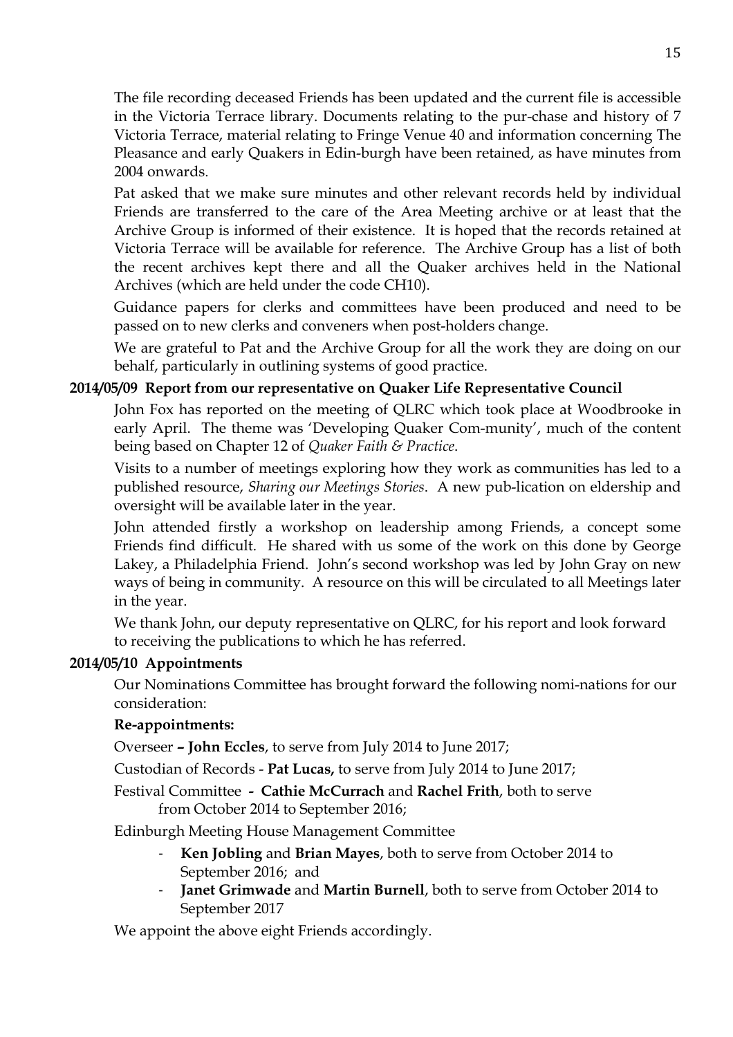The file recording deceased Friends has been updated and the current file is accessible in the Victoria Terrace library. Documents relating to the pur-chase and history of 7 Victoria Terrace, material relating to Fringe Venue 40 and information concerning The Pleasance and early Quakers in Edin-burgh have been retained, as have minutes from 2004 onwards.

Pat asked that we make sure minutes and other relevant records held by individual Friends are transferred to the care of the Area Meeting archive or at least that the Archive Group is informed of their existence. It is hoped that the records retained at Victoria Terrace will be available for reference. The Archive Group has a list of both the recent archives kept there and all the Quaker archives held in the National Archives (which are held under the code CH10).

Guidance papers for clerks and committees have been produced and need to be passed on to new clerks and conveners when post-holders change.

We are grateful to Pat and the Archive Group for all the work they are doing on our behalf, particularly in outlining systems of good practice.

**2014/05/09 Report from our representative on Quaker Life Representative Council**

John Fox has reported on the meeting of QLRC which took place at Woodbrooke in early April. The theme was 'Developing Quaker Com-munity', much of the content being based on Chapter 12 of *Quaker Faith & Practice*.

Visits to a number of meetings exploring how they work as communities has led to a published resource, *Sharing our Meetings Stories*. A new pub-lication on eldership and oversight will be available later in the year.

John attended firstly a workshop on leadership among Friends, a concept some Friends find difficult. He shared with us some of the work on this done by George Lakey, a Philadelphia Friend. John's second workshop was led by John Gray on new ways of being in community. A resource on this will be circulated to all Meetings later in the year.

We thank John, our deputy representative on QLRC, for his report and look forward to receiving the publications to which he has referred.

**2014/05/10 Appointments**

Our Nominations Committee has brought forward the following nomi-nations for our consideration:

**Re-appointments:**

Overseer **– John Eccles**, to serve from July 2014 to June 2017;

Custodian of Records - **Pat Lucas,** to serve from July 2014 to June 2017;

Festival Committee **- Cathie McCurrach** and **Rachel Frith**, both to serve from October 2014 to September 2016;

Edinburgh Meeting House Management Committee

- **Ken Jobling** and **Brian Mayes**, both to serve from October 2014 to September 2016; and
- **Janet Grimwade** and **Martin Burnell**, both to serve from October 2014 to September 2017

We appoint the above eight Friends accordingly.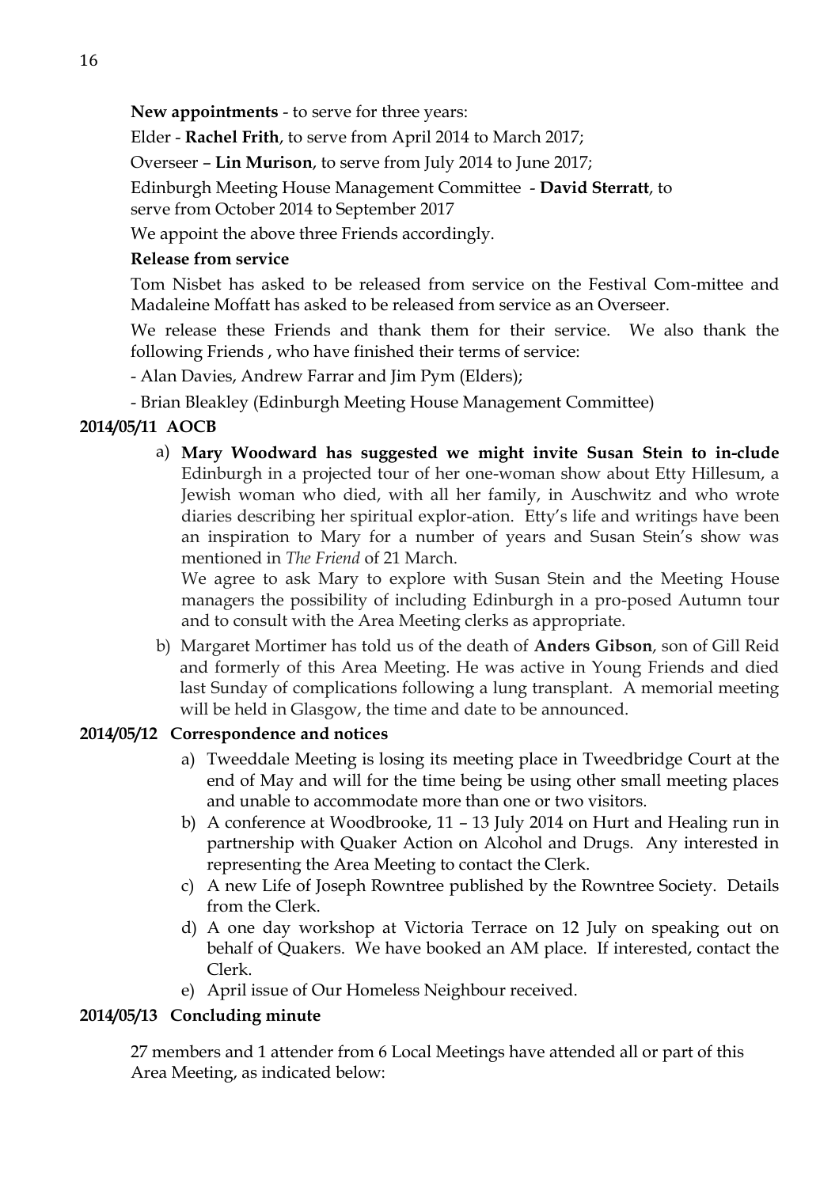**New appointments** - to serve for three years:

Elder - **Rachel Frith**, to serve from April 2014 to March 2017;

Overseer – **Lin Murison**, to serve from July 2014 to June 2017;

Edinburgh Meeting House Management Committee - **David Sterratt**, to serve from October 2014 to September 2017

We appoint the above three Friends accordingly.

**Release from service**

Tom Nisbet has asked to be released from service on the Festival Com-mittee and Madaleine Moffatt has asked to be released from service as an Overseer.

We release these Friends and thank them for their service. We also thank the following Friends , who have finished their terms of service:

- Alan Davies, Andrew Farrar and Jim Pym (Elders);

- Brian Bleakley (Edinburgh Meeting House Management Committee)

**2014/05/11 AOCB**

a) **Mary Woodward has suggested we might invite Susan Stein to in-clude** Edinburgh in a projected tour of her one-woman show about Etty Hillesum, a Jewish woman who died, with all her family, in Auschwitz and who wrote diaries describing her spiritual explor-ation. Etty's life and writings have been an inspiration to Mary for a number of years and Susan Stein's show was mentioned in *The Friend* of 21 March.
We agree to ask Mary to explore with Susan Stein and the Meeting House managers the possibility of including Edinburgh in a pro-posed Autumn tour and to consult with the Area Meeting clerks as appropriate.

b) Margaret Mortimer has told us of the death of **Anders Gibson**, son of Gill Reid and formerly of this Area Meeting. He was active in Young Friends and died last Sunday of complications following a lung transplant. A memorial meeting will be held in Glasgow, the time and date to be announced.

**2014/05/12 Correspondence and notices**

a) Tweeddale Meeting is losing its meeting place in Tweedbridge Court at the end of May and will for the time being be using other small meeting places and unable to accommodate more than one or two visitors.
b) A conference at Woodbrooke, 11 – 13 July 2014 on Hurt and Healing run in partnership with Quaker Action on Alcohol and Drugs. Any interested in representing the Area Meeting to contact the Clerk.
c) A new Life of Joseph Rowntree published by the Rowntree Society. Details from the Clerk.
d) A one day workshop at Victoria Terrace on 12 July on speaking out on behalf of Quakers. We have booked an AM place. If interested, contact the Clerk.
e) April issue of Our Homeless Neighbour received.

**2014/05/13 Concluding minute**

27 members and 1 attender from 6 Local Meetings have attended all or part of this Area Meeting, as indicated below: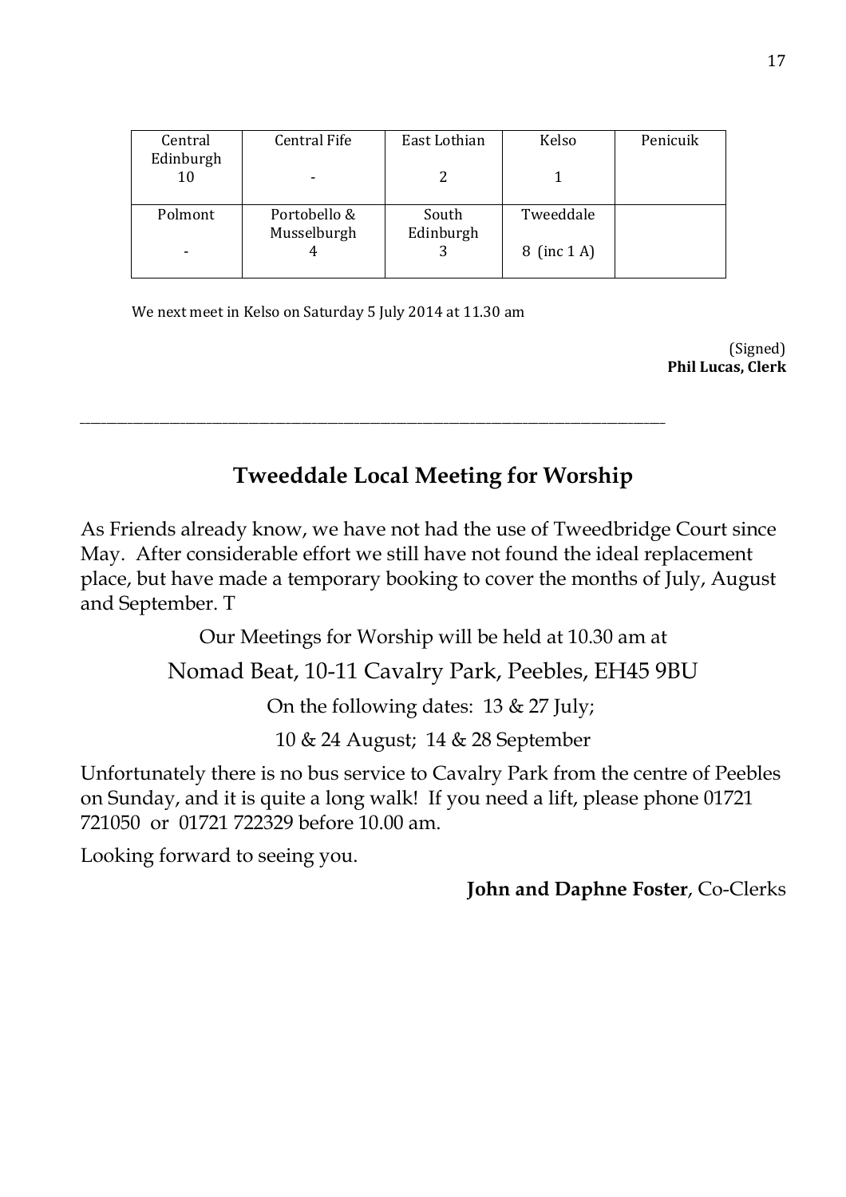| Central Edinburgh 10 | Central Fife - | East Lothian 2 | Kelso 1 | Penicuik |
|---|---|---|---|---|
| Polmont - | Portobello & Musselburgh 4 | South Edinburgh 3 | Tweeddale 8 (inc 1 A) | |

We next meet in Kelso on Saturday 5 July 2014 at 11.30 am

(Signed)
**Phil Lucas, Clerk**

---

## Tweeddale Local Meeting for Worship

As Friends already know, we have not had the use of Tweedbridge Court since May. After considerable effort we still have not found the ideal replacement place, but have made a temporary booking to cover the months of July, August and September. T

Our Meetings for Worship will be held at 10.30 am at

Nomad Beat, 10-11 Cavalry Park, Peebles, EH45 9BU

On the following dates: 13 & 27 July;

10 & 24 August; 14 & 28 September

Unfortunately there is no bus service to Cavalry Park from the centre of Peebles on Sunday, and it is quite a long walk! If you need a lift, please phone 01721 721050 or 01721 722329 before 10.00 am.

Looking forward to seeing you.

**John and Daphne Foster**, Co-Clerks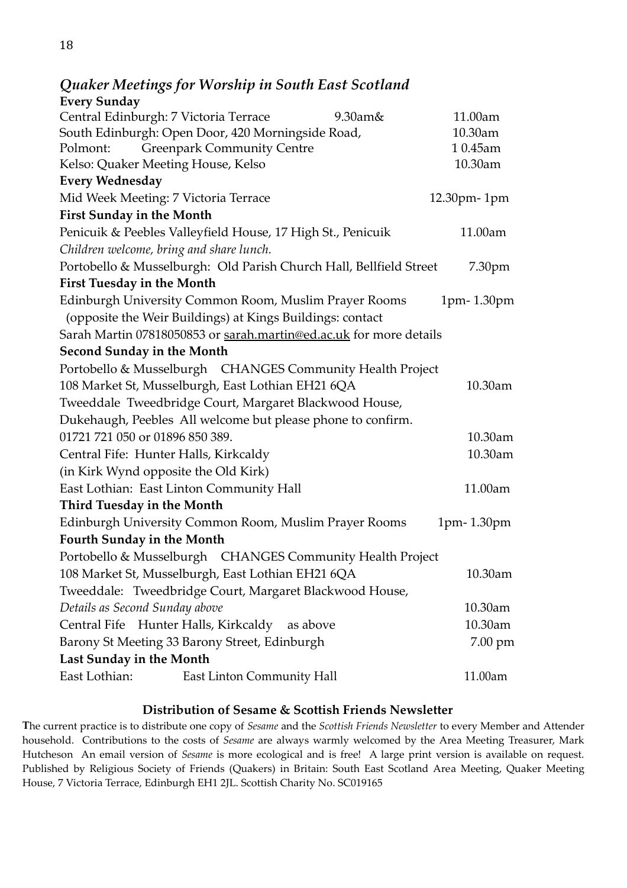## *Quaker Meetings for Worship in South East Scotland*

**Every Sunday**

Central Edinburgh: 7 Victoria Terrace 9.30am& 11.00am

South Edinburgh: Open Door, 420 Morningside Road, 10.30am

Polmont: Greenpark Community Centre 1 0.45am

Kelso: Quaker Meeting House, Kelso 10.30am

**Every Wednesday**

Mid Week Meeting: 7 Victoria Terrace 12.30pm- 1pm

**First Sunday in the Month**

Penicuik & Peebles Valleyfield House, 17 High St., Penicuik 11.00am

*Children welcome, bring and share lunch.*

Portobello & Musselburgh: Old Parish Church Hall, Bellfield Street 7.30pm

**First Tuesday in the Month**

Edinburgh University Common Room, Muslim Prayer Rooms 1pm- 1.30pm
(opposite the Weir Buildings) at Kings Buildings: contact
Sarah Martin 07818050853 or sarah.martin@ed.ac.uk for more details

**Second Sunday in the Month**

Portobello & Musselburgh CHANGES Community Health Project
108 Market St, Musselburgh, East Lothian EH21 6QA 10.30am

Tweeddale Tweedbridge Court, Margaret Blackwood House,
Dukehaugh, Peebles All welcome but please phone to confirm.
01721 721 050 or 01896 850 389. 10.30am

Central Fife: Hunter Halls, Kirkcaldy 10.30am
(in Kirk Wynd opposite the Old Kirk)

East Lothian: East Linton Community Hall 11.00am

**Third Tuesday in the Month**

Edinburgh University Common Room, Muslim Prayer Rooms 1pm- 1.30pm

**Fourth Sunday in the Month**

Portobello & Musselburgh CHANGES Community Health Project
108 Market St, Musselburgh, East Lothian EH21 6QA 10.30am

Tweeddale: Tweedbridge Court, Margaret Blackwood House,
*Details as Second Sunday above* 10.30am

Central Fife Hunter Halls, Kirkcaldy as above 10.30am

Barony St Meeting 33 Barony Street, Edinburgh 7.00 pm

**Last Sunday in the Month**

East Lothian: East Linton Community Hall 11.00am

### Distribution of Sesame & Scottish Friends Newsletter

**T**he current practice is to distribute one copy of *Sesame* and the *Scottish Friends Newsletter* to every Member and Attender household. Contributions to the costs of *Sesame* are always warmly welcomed by the Area Meeting Treasurer, Mark Hutcheson An email version of *Sesame* is more ecological and is free! A large print version is available on request. Published by Religious Society of Friends (Quakers) in Britain: South East Scotland Area Meeting, Quaker Meeting House, 7 Victoria Terrace, Edinburgh EH1 2JL. Scottish Charity No. SC019165